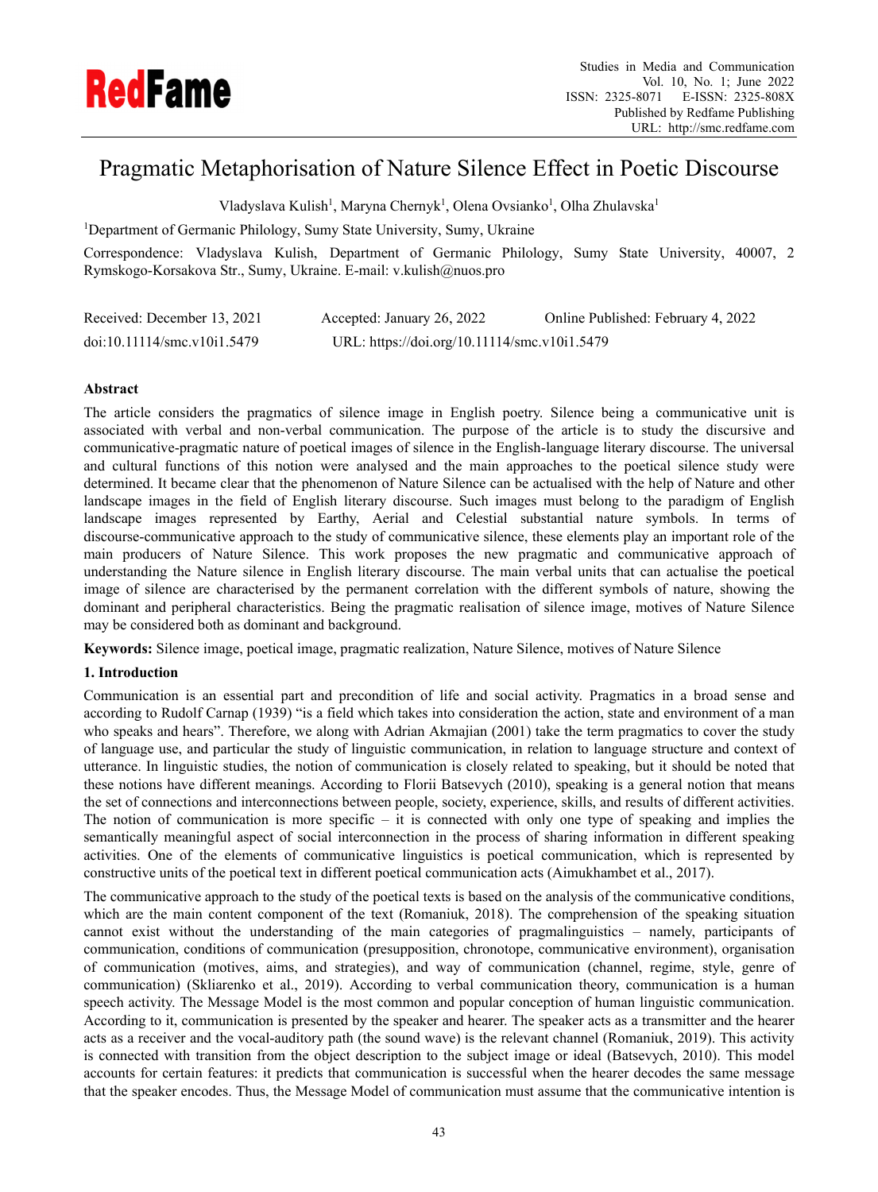# Pragmatic Metaphorisation of Nature Silence Effect in Poetic Discourse

Vladyslava Kulish[1], Maryna Chernyk[1], Olena Ovsianko[1], Olha Zhulavska[1]

[1]Department of Germanic Philology, Sumy State University, Sumy, Ukraine

Correspondence: Vladyslava Kulish, Department of Germanic Philology, Sumy State University, 40007, 2 Rymskogo-Korsakova Str., Sumy, Ukraine. E-mail: v.kulish@nuos.pro

Received: December 13, 2021 Accepted: January 26, 2022 Online Published: February 4, 2022

doi:10.11114/smc.v10i1.5479 URL: https://doi.org/10.11114/smc.v10i1.5479

## Abstract

The article considers the pragmatics of silence image in English poetry. Silence being a communicative unit is associated with verbal and non-verbal communication. The purpose of the article is to study the discursive and communicative-pragmatic nature of poetical images of silence in the English-language literary discourse. The universal and cultural functions of this notion were analysed and the main approaches to the poetical silence study were determined. It became clear that the phenomenon of Nature Silence can be actualised with the help of Nature and other landscape images in the field of English literary discourse. Such images must belong to the paradigm of English landscape images represented by Earthy, Aerial and Celestial substantial nature symbols. In terms of discourse-communicative approach to the study of communicative silence, these elements play an important role of the main producers of Nature Silence. This work proposes the new pragmatic and communicative approach of understanding the Nature silence in English literary discourse. The main verbal units that can actualise the poetical image of silence are characterised by the permanent correlation with the different symbols of nature, showing the dominant and peripheral characteristics. Being the pragmatic realisation of silence image, motives of Nature Silence may be considered both as dominant and background.

**Keywords:** Silence image, poetical image, pragmatic realization, Nature Silence, motives of Nature Silence

## 1. Introduction

Communication is an essential part and precondition of life and social activity. Pragmatics in a broad sense and according to Rudolf Carnap (1939) "is a field which takes into consideration the action, state and environment of a man who speaks and hears". Therefore, we along with Adrian Akmajian (2001) take the term pragmatics to cover the study of language use, and particular the study of linguistic communication, in relation to language structure and context of utterance. In linguistic studies, the notion of communication is closely related to speaking, but it should be noted that these notions have different meanings. According to Florii Batsevych (2010), speaking is a general notion that means the set of connections and interconnections between people, society, experience, skills, and results of different activities. The notion of communication is more specific – it is connected with only one type of speaking and implies the semantically meaningful aspect of social interconnection in the process of sharing information in different speaking activities. One of the elements of communicative linguistics is poetical communication, which is represented by constructive units of the poetical text in different poetical communication acts (Aimukhambet et al., 2017).

The communicative approach to the study of the poetical texts is based on the analysis of the communicative conditions, which are the main content component of the text (Romaniuk, 2018). The comprehension of the speaking situation cannot exist without the understanding of the main categories of pragmalinguistics – namely, participants of communication, conditions of communication (presupposition, chronotope, communicative environment), organisation of communication (motives, aims, and strategies), and way of communication (channel, regime, style, genre of communication) (Skliarenko et al., 2019). According to verbal communication theory, communication is a human speech activity. The Message Model is the most common and popular conception of human linguistic communication. According to it, communication is presented by the speaker and hearer. The speaker acts as a transmitter and the hearer acts as a receiver and the vocal-auditory path (the sound wave) is the relevant channel (Romaniuk, 2019). This activity is connected with transition from the object description to the subject image or ideal (Batsevych, 2010). This model accounts for certain features: it predicts that communication is successful when the hearer decodes the same message that the speaker encodes. Thus, the Message Model of communication must assume that the communicative intention is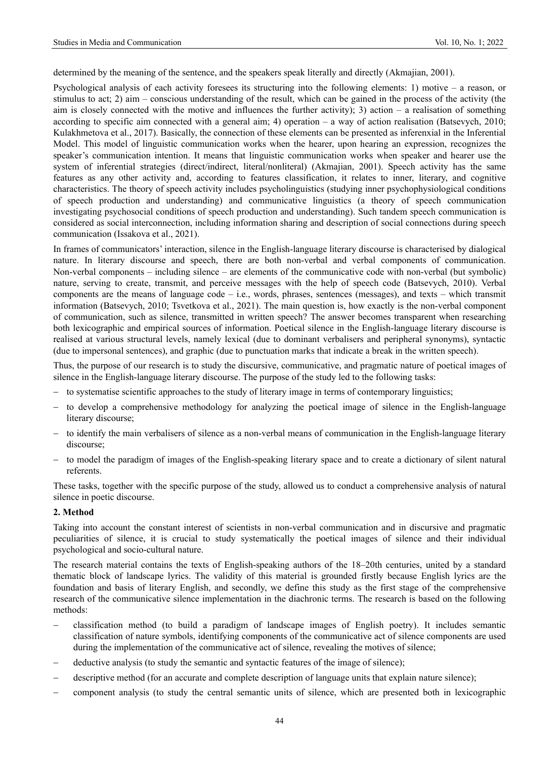determined by the meaning of the sentence, and the speakers speak literally and directly (Akmajian, 2001).

Psychological analysis of each activity foresees its structuring into the following elements: 1) motive – a reason, or stimulus to act; 2) aim – conscious understanding of the result, which can be gained in the process of the activity (the aim is closely connected with the motive and influences the further activity); 3) action – a realisation of something according to specific aim connected with a general aim; 4) operation – a way of action realisation (Batsevych, 2010; Kulakhmetova et al., 2017). Basically, the connection of these elements can be presented as inferenxial in the Inferential Model. This model of linguistic communication works when the hearer, upon hearing an expression, recognizes the speaker's communication intention. It means that linguistic communication works when speaker and hearer use the system of inferential strategies (direct/indirect, literal/nonliteral) (Akmajian, 2001). Speech activity has the same features as any other activity and, according to features classification, it relates to inner, literary, and cognitive characteristics. The theory of speech activity includes psycholinguistics (studying inner psychophysiological conditions of speech production and understanding) and communicative linguistics (a theory of speech communication investigating psychosocial conditions of speech production and understanding). Such tandem speech communication is considered as social interconnection, including information sharing and description of social connections during speech communication (Issakova et al., 2021).

In frames of communicators' interaction, silence in the English-language literary discourse is characterised by dialogical nature. In literary discourse and speech, there are both non-verbal and verbal components of communication. Non-verbal components – including silence – are elements of the communicative code with non-verbal (but symbolic) nature, serving to create, transmit, and perceive messages with the help of speech code (Batsevych, 2010). Verbal components are the means of language code – i.e., words, phrases, sentences (messages), and texts – which transmit information (Batsevych, 2010; Tsvetkova et al., 2021). The main question is, how exactly is the non-verbal component of communication, such as silence, transmitted in written speech? The answer becomes transparent when researching both lexicographic and empirical sources of information. Poetical silence in the English-language literary discourse is realised at various structural levels, namely lexical (due to dominant verbalisers and peripheral synonyms), syntactic (due to impersonal sentences), and graphic (due to punctuation marks that indicate a break in the written speech).

Thus, the purpose of our research is to study the discursive, communicative, and pragmatic nature of poetical images of silence in the English-language literary discourse. The purpose of the study led to the following tasks:

- to systematise scientific approaches to the study of literary image in terms of contemporary linguistics;
- to develop a comprehensive methodology for analyzing the poetical image of silence in the English-language literary discourse;
- to identify the main verbalisers of silence as a non-verbal means of communication in the English-language literary discourse;
- to model the paradigm of images of the English-speaking literary space and to create a dictionary of silent natural referents.

These tasks, together with the specific purpose of the study, allowed us to conduct a comprehensive analysis of natural silence in poetic discourse.

## 2. Method

Taking into account the constant interest of scientists in non-verbal communication and in discursive and pragmatic peculiarities of silence, it is crucial to study systematically the poetical images of silence and their individual psychological and socio-cultural nature.

The research material contains the texts of English-speaking authors of the 18–20th centuries, united by a standard thematic block of landscape lyrics. The validity of this material is grounded firstly because English lyrics are the foundation and basis of literary English, and secondly, we define this study as the first stage of the comprehensive research of the communicative silence implementation in the diachronic terms. The research is based on the following methods:

- classification method (to build a paradigm of landscape images of English poetry). It includes semantic classification of nature symbols, identifying components of the communicative act of silence components are used during the implementation of the communicative act of silence, revealing the motives of silence;
- deductive analysis (to study the semantic and syntactic features of the image of silence);
- descriptive method (for an accurate and complete description of language units that explain nature silence);
- component analysis (to study the central semantic units of silence, which are presented both in lexicographic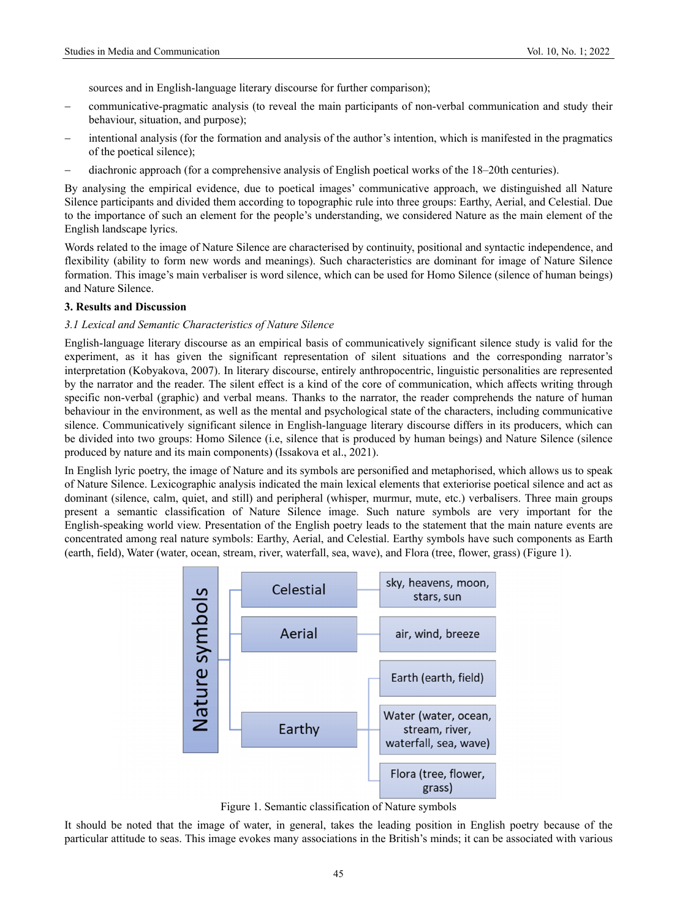sources and in English-language literary discourse for further comparison);

– communicative-pragmatic analysis (to reveal the main participants of non-verbal communication and study their behaviour, situation, and purpose);

– intentional analysis (for the formation and analysis of the author's intention, which is manifested in the pragmatics of the poetical silence);

– diachronic approach (for a comprehensive analysis of English poetical works of the 18–20th centuries).

By analysing the empirical evidence, due to poetical images' communicative approach, we distinguished all Nature Silence participants and divided them according to topographic rule into three groups: Earthy, Aerial, and Celestial. Due to the importance of such an element for the people's understanding, we considered Nature as the main element of the English landscape lyrics.

Words related to the image of Nature Silence are characterised by continuity, positional and syntactic independence, and flexibility (ability to form new words and meanings). Such characteristics are dominant for image of Nature Silence formation. This image's main verbaliser is word silence, which can be used for Homo Silence (silence of human beings) and Nature Silence.

## 3. Results and Discussion

### *3.1 Lexical and Semantic Characteristics of Nature Silence*

English-language literary discourse as an empirical basis of communicatively significant silence study is valid for the experiment, as it has given the significant representation of silent situations and the corresponding narrator's interpretation (Kobyakova, 2007). In literary discourse, entirely anthropocentric, linguistic personalities are represented by the narrator and the reader. The silent effect is a kind of the core of communication, which affects writing through specific non-verbal (graphic) and verbal means. Thanks to the narrator, the reader comprehends the nature of human behaviour in the environment, as well as the mental and psychological state of the characters, including communicative silence. Communicatively significant silence in English-language literary discourse differs in its producers, which can be divided into two groups: Homo Silence (i.e, silence that is produced by human beings) and Nature Silence (silence produced by nature and its main components) (Issakova et al., 2021).

In English lyric poetry, the image of Nature and its symbols are personified and metaphorised, which allows us to speak of Nature Silence. Lexicographic analysis indicated the main lexical elements that exteriorise poetical silence and act as dominant (silence, calm, quiet, and still) and peripheral (whisper, murmur, mute, etc.) verbalisers. Three main groups present a semantic classification of Nature Silence image. Such nature symbols are very important for the English-speaking world view. Presentation of the English poetry leads to the statement that the main nature events are concentrated among real nature symbols: Earthy, Aerial, and Celestial. Earthy symbols have such components as Earth (earth, field), Water (water, ocean, stream, river, waterfall, sea, wave), and Flora (tree, flower, grass) (Figure 1).

Nature symbols
- Celestial — sky, heavens, moon, stars, sun
- Aerial — air, wind, breeze
- Earthy
  - Earth (earth, field)
  - Water (water, ocean, stream, river, waterfall, sea, wave)
  - Flora (tree, flower, grass)

Figure 1. Semantic classification of Nature symbols

It should be noted that the image of water, in general, takes the leading position in English poetry because of the particular attitude to seas. This image evokes many associations in the British's minds; it can be associated with various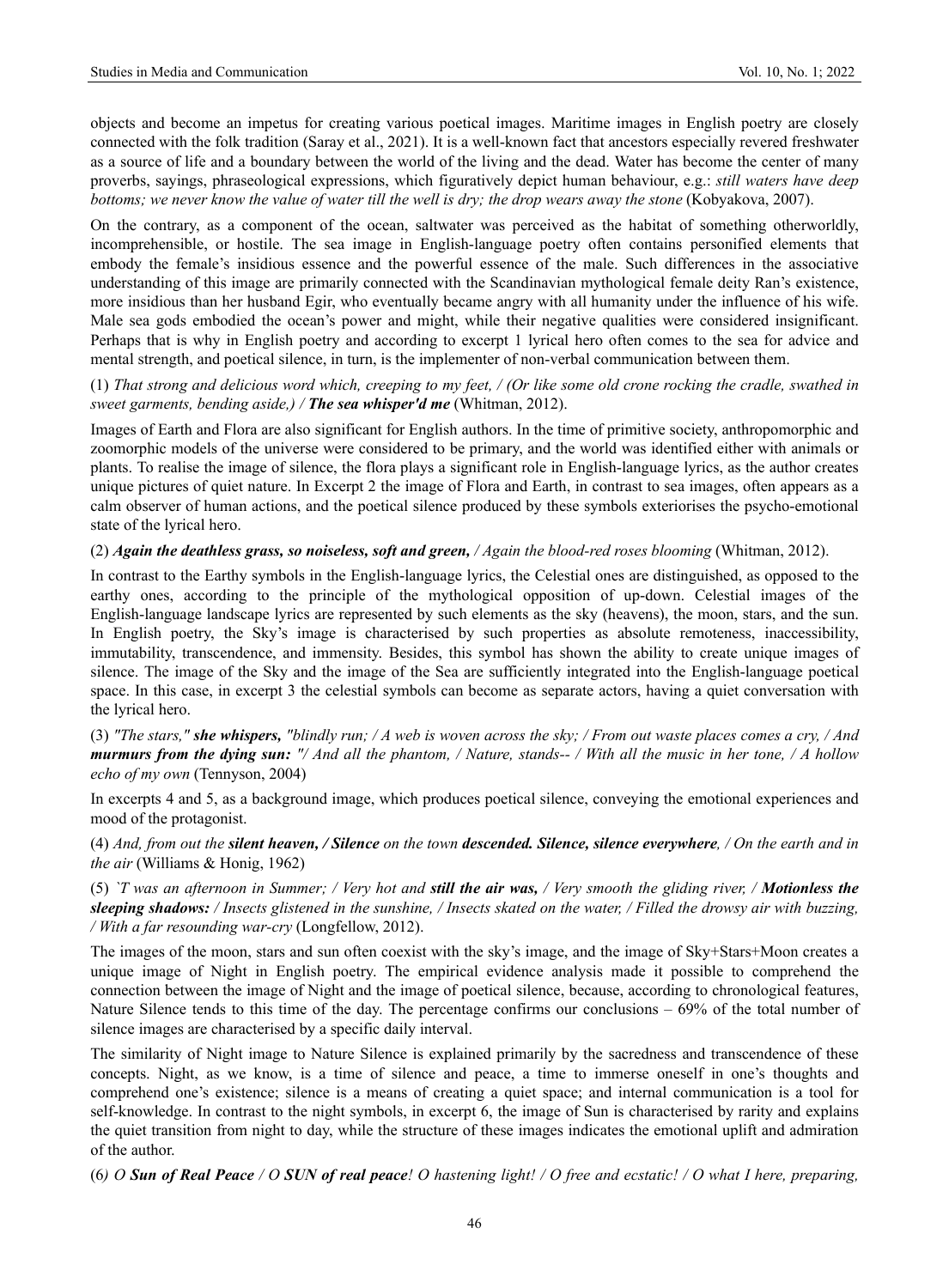objects and become an impetus for creating various poetical images. Maritime images in English poetry are closely connected with the folk tradition (Saray et al., 2021). It is a well-known fact that ancestors especially revered freshwater as a source of life and a boundary between the world of the living and the dead. Water has become the center of many proverbs, sayings, phraseological expressions, which figuratively depict human behaviour, e.g.: *still waters have deep bottoms; we never know the value of water till the well is dry; the drop wears away the stone* (Kobyakova, 2007).

On the contrary, as a component of the ocean, saltwater was perceived as the habitat of something otherworldly, incomprehensible, or hostile. The sea image in English-language poetry often contains personified elements that embody the female's insidious essence and the powerful essence of the male. Such differences in the associative understanding of this image are primarily connected with the Scandinavian mythological female deity Ran's existence, more insidious than her husband Egir, who eventually became angry with all humanity under the influence of his wife. Male sea gods embodied the ocean's power and might, while their negative qualities were considered insignificant. Perhaps that is why in English poetry and according to excerpt 1 lyrical hero often comes to the sea for advice and mental strength, and poetical silence, in turn, is the implementer of non-verbal communication between them.

(1) *That strong and delicious word which, creeping to my feet, / (Or like some old crone rocking the cradle, swathed in sweet garments, bending aside,) / **The sea whisper'd me*** (Whitman, 2012).

Images of Earth and Flora are also significant for English authors. In the time of primitive society, anthropomorphic and zoomorphic models of the universe were considered to be primary, and the world was identified either with animals or plants. To realise the image of silence, the flora plays a significant role in English-language lyrics, as the author creates unique pictures of quiet nature. In Excerpt 2 the image of Flora and Earth, in contrast to sea images, often appears as a calm observer of human actions, and the poetical silence produced by these symbols exteriorises the psycho-emotional state of the lyrical hero.

(2) ***Again the deathless grass, so noiseless, soft and green,** / Again the blood-red roses blooming* (Whitman, 2012).

In contrast to the Earthy symbols in the English-language lyrics, the Celestial ones are distinguished, as opposed to the earthy ones, according to the principle of the mythological opposition of up-down. Celestial images of the English-language landscape lyrics are represented by such elements as the sky (heavens), the moon, stars, and the sun. In English poetry, the Sky's image is characterised by such properties as absolute remoteness, inaccessibility, immutability, transcendence, and immensity. Besides, this symbol has shown the ability to create unique images of silence. The image of the Sky and the image of the Sea are sufficiently integrated into the English-language poetical space. In this case, in excerpt 3 the celestial symbols can become as separate actors, having a quiet conversation with the lyrical hero.

(3) *"The stars," **she whispers,** "blindly run; / A web is woven across the sky; / From out waste places comes a cry, / And **murmurs from the dying sun:** "/ And all the phantom, / Nature, stands-- / With all the music in her tone, / A hollow echo of my own* (Tennyson, 2004)

In excerpts 4 and 5, as a background image, which produces poetical silence, conveying the emotional experiences and mood of the protagonist.

(4) *And, from out the **silent heaven, / Silence** on the town **descended. Silence, silence everywhere**, / On the earth and in the air* (Williams & Honig, 1962)

(5) *`T was an afternoon in Summer; / Very hot and **still the air was,** / Very smooth the gliding river, / **Motionless the sleeping shadows:** / Insects glistened in the sunshine, / Insects skated on the water, / Filled the drowsy air with buzzing, / With a far resounding war-cry* (Longfellow, 2012).

The images of the moon, stars and sun often coexist with the sky's image, and the image of Sky+Stars+Moon creates a unique image of Night in English poetry. The empirical evidence analysis made it possible to comprehend the connection between the image of Night and the image of poetical silence, because, according to chronological features, Nature Silence tends to this time of the day. The percentage confirms our conclusions – 69% of the total number of silence images are characterised by a specific daily interval.

The similarity of Night image to Nature Silence is explained primarily by the sacredness and transcendence of these concepts. Night, as we know, is a time of silence and peace, a time to immerse oneself in one's thoughts and comprehend one's existence; silence is a means of creating a quiet space; and internal communication is a tool for self-knowledge. In contrast to the night symbols, in excerpt 6, the image of Sun is characterised by rarity and explains the quiet transition from night to day, while the structure of these images indicates the emotional uplift and admiration of the author.

(6*) O **Sun of Real Peace** / O **SUN of real peace**! O hastening light! / O free and ecstatic! / O what I here, preparing,*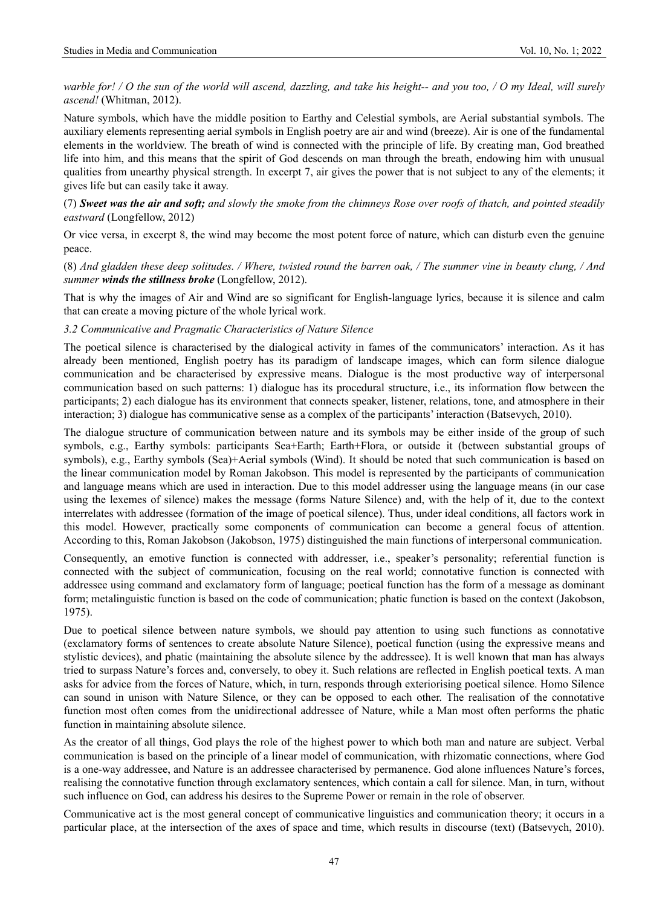*warble for! / O the sun of the world will ascend, dazzling, and take his height-- and you too, / O my Ideal, will surely ascend!* (Whitman, 2012).

Nature symbols, which have the middle position to Earthy and Celestial symbols, are Aerial substantial symbols. The auxiliary elements representing aerial symbols in English poetry are air and wind (breeze). Air is one of the fundamental elements in the worldview. The breath of wind is connected with the principle of life. By creating man, God breathed life into him, and this means that the spirit of God descends on man through the breath, endowing him with unusual qualities from unearthy physical strength. In excerpt 7, air gives the power that is not subject to any of the elements; it gives life but can easily take it away.

(7) ***Sweet was the air and soft;*** *and slowly the smoke from the chimneys Rose over roofs of thatch, and pointed steadily eastward* (Longfellow, 2012)

Or vice versa, in excerpt 8, the wind may become the most potent force of nature, which can disturb even the genuine peace.

(8) *And gladden these deep solitudes. / Where, twisted round the barren oak, / The summer vine in beauty clung, / And summer* ***winds the stillness broke*** (Longfellow, 2012).

That is why the images of Air and Wind are so significant for English-language lyrics, because it is silence and calm that can create a moving picture of the whole lyrical work.

### *3.2 Communicative and Pragmatic Characteristics of Nature Silence*

The poetical silence is characterised by the dialogical activity in fames of the communicators' interaction. As it has already been mentioned, English poetry has its paradigm of landscape images, which can form silence dialogue communication and be characterised by expressive means. Dialogue is the most productive way of interpersonal communication based on such patterns: 1) dialogue has its procedural structure, i.e., its information flow between the participants; 2) each dialogue has its environment that connects speaker, listener, relations, tone, and atmosphere in their interaction; 3) dialogue has communicative sense as a complex of the participants' interaction (Batsevych, 2010).

The dialogue structure of communication between nature and its symbols may be either inside of the group of such symbols, e.g., Earthy symbols: participants Sea+Earth; Earth+Flora, or outside it (between substantial groups of symbols), e.g., Earthy symbols (Sea)+Aerial symbols (Wind). It should be noted that such communication is based on the linear communication model by Roman Jakobson. This model is represented by the participants of communication and language means which are used in interaction. Due to this model addresser using the language means (in our case using the lexemes of silence) makes the message (forms Nature Silence) and, with the help of it, due to the context interrelates with addressee (formation of the image of poetical silence). Thus, under ideal conditions, all factors work in this model. However, practically some components of communication can become a general focus of attention. According to this, Roman Jakobson (Jakobson, 1975) distinguished the main functions of interpersonal communication.

Consequently, an emotive function is connected with addresser, i.e., speaker's personality; referential function is connected with the subject of communication, focusing on the real world; connotative function is connected with addressee using command and exclamatory form of language; poetical function has the form of a message as dominant form; metalinguistic function is based on the code of communication; phatic function is based on the context (Jakobson, 1975).

Due to poetical silence between nature symbols, we should pay attention to using such functions as connotative (exclamatory forms of sentences to create absolute Nature Silence), poetical function (using the expressive means and stylistic devices), and phatic (maintaining the absolute silence by the addressee). It is well known that man has always tried to surpass Nature's forces and, conversely, to obey it. Such relations are reflected in English poetical texts. A man asks for advice from the forces of Nature, which, in turn, responds through exteriorising poetical silence. Homo Silence can sound in unison with Nature Silence, or they can be opposed to each other. The realisation of the connotative function most often comes from the unidirectional addressee of Nature, while a Man most often performs the phatic function in maintaining absolute silence.

As the creator of all things, God plays the role of the highest power to which both man and nature are subject. Verbal communication is based on the principle of a linear model of communication, with rhizomatic connections, where God is a one-way addressee, and Nature is an addressee characterised by permanence. God alone influences Nature's forces, realising the connotative function through exclamatory sentences, which contain a call for silence. Man, in turn, without such influence on God, can address his desires to the Supreme Power or remain in the role of observer.

Communicative act is the most general concept of communicative linguistics and communication theory; it occurs in a particular place, at the intersection of the axes of space and time, which results in discourse (text) (Batsevych, 2010).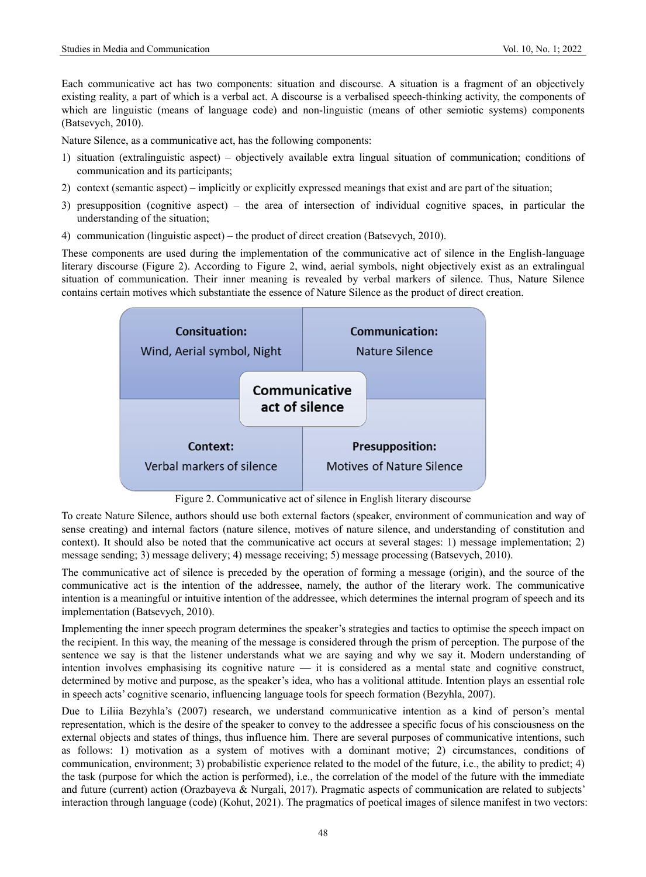Each communicative act has two components: situation and discourse. A situation is a fragment of an objectively existing reality, a part of which is a verbal act. A discourse is a verbalised speech-thinking activity, the components of which are linguistic (means of language code) and non-linguistic (means of other semiotic systems) components (Batsevych, 2010).

Nature Silence, as a communicative act, has the following components:

1) situation (extralinguistic aspect) – objectively available extra lingual situation of communication; conditions of communication and its participants;
2) context (semantic aspect) – implicitly or explicitly expressed meanings that exist and are part of the situation;
3) presupposition (cognitive aspect) – the area of intersection of individual cognitive spaces, in particular the understanding of the situation;
4) communication (linguistic aspect) – the product of direct creation (Batsevych, 2010).

These components are used during the implementation of the communicative act of silence in the English-language literary discourse (Figure 2). According to Figure 2, wind, aerial symbols, night objectively exist as an extralingual situation of communication. Their inner meaning is revealed by verbal markers of silence. Thus, Nature Silence contains certain motives which substantiate the essence of Nature Silence as the product of direct creation.

| **Consituation:** Wind, Aerial symbol, Night | **Communication:** Nature Silence |
|---|---|
| **Context:** Verbal markers of silence | **Presupposition:** Motives of Nature Silence |

**Communicative act of silence**

Figure 2. Communicative act of silence in English literary discourse

To create Nature Silence, authors should use both external factors (speaker, environment of communication and way of sense creating) and internal factors (nature silence, motives of nature silence, and understanding of constitution and context). It should also be noted that the communicative act occurs at several stages: 1) message implementation; 2) message sending; 3) message delivery; 4) message receiving; 5) message processing (Batsevych, 2010).

The communicative act of silence is preceded by the operation of forming a message (origin), and the source of the communicative act is the intention of the addressee, namely, the author of the literary work. The communicative intention is a meaningful or intuitive intention of the addressee, which determines the internal program of speech and its implementation (Batsevych, 2010).

Implementing the inner speech program determines the speaker's strategies and tactics to optimise the speech impact on the recipient. In this way, the meaning of the message is considered through the prism of perception. The purpose of the sentence we say is that the listener understands what we are saying and why we say it. Modern understanding of intention involves emphasising its cognitive nature — it is considered as a mental state and cognitive construct, determined by motive and purpose, as the speaker's idea, who has a volitional attitude. Intention plays an essential role in speech acts' cognitive scenario, influencing language tools for speech formation (Bezyhla, 2007).

Due to Liliia Bezyhla's (2007) research, we understand communicative intention as a kind of person's mental representation, which is the desire of the speaker to convey to the addressee a specific focus of his consciousness on the external objects and states of things, thus influence him. There are several purposes of communicative intentions, such as follows: 1) motivation as a system of motives with a dominant motive; 2) circumstances, conditions of communication, environment; 3) probabilistic experience related to the model of the future, i.e., the ability to predict; 4) the task (purpose for which the action is performed), i.e., the correlation of the model of the future with the immediate and future (current) action (Orazbayeva & Nurgali, 2017). Pragmatic aspects of communication are related to subjects' interaction through language (code) (Kohut, 2021). The pragmatics of poetical images of silence manifest in two vectors: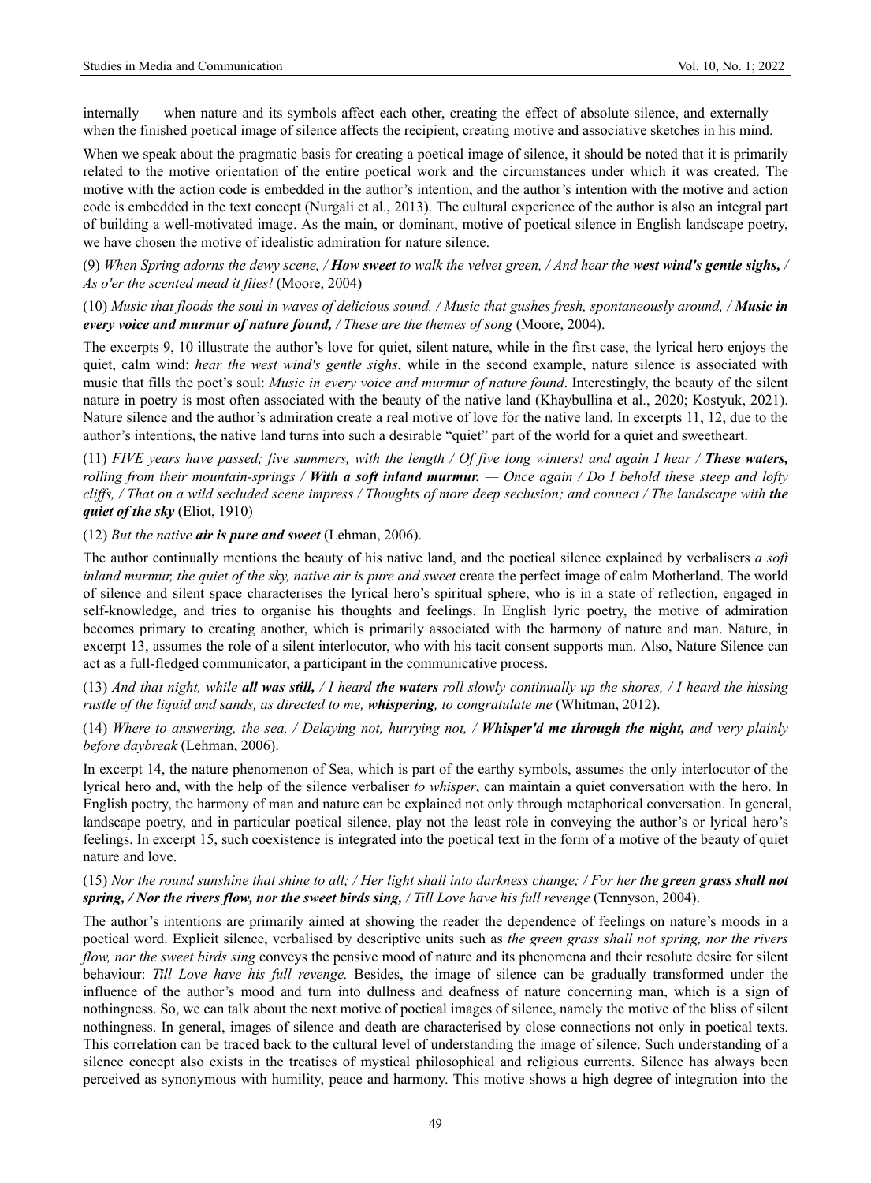internally — when nature and its symbols affect each other, creating the effect of absolute silence, and externally — when the finished poetical image of silence affects the recipient, creating motive and associative sketches in his mind.

When we speak about the pragmatic basis for creating a poetical image of silence, it should be noted that it is primarily related to the motive orientation of the entire poetical work and the circumstances under which it was created. The motive with the action code is embedded in the author's intention, and the author's intention with the motive and action code is embedded in the text concept (Nurgali et al., 2013). The cultural experience of the author is also an integral part of building a well-motivated image. As the main, or dominant, motive of poetical silence in English landscape poetry, we have chosen the motive of idealistic admiration for nature silence.

(9) *When Spring adorns the dewy scene, / **How sweet** to walk the velvet green, / And hear the **west wind's gentle sighs,** / As o'er the scented mead it flies!* (Moore, 2004)

(10) *Music that floods the soul in waves of delicious sound, / Music that gushes fresh, spontaneously around, / **Music in every voice and murmur of nature found,** / These are the themes of song* (Moore, 2004).

The excerpts 9, 10 illustrate the author's love for quiet, silent nature, while in the first case, the lyrical hero enjoys the quiet, calm wind: *hear the west wind's gentle sighs*, while in the second example, nature silence is associated with music that fills the poet's soul: *Music in every voice and murmur of nature found*. Interestingly, the beauty of the silent nature in poetry is most often associated with the beauty of the native land (Khaybullina et al., 2020; Kostyuk, 2021). Nature silence and the author's admiration create a real motive of love for the native land. In excerpts 11, 12, due to the author's intentions, the native land turns into such a desirable "quiet" part of the world for a quiet and sweetheart.

(11) *FIVE years have passed; five summers, with the length / Of five long winters! and again I hear / **These waters,** rolling from their mountain-springs / **With a soft inland murmur.** — Once again / Do I behold these steep and lofty cliffs, / That on a wild secluded scene impress / Thoughts of more deep seclusion; and connect / The landscape with **the quiet of the sky*** (Eliot, 1910)

(12) *But the native **air is pure and sweet*** (Lehman, 2006).

The author continually mentions the beauty of his native land, and the poetical silence explained by verbalisers *a soft inland murmur, the quiet of the sky, native air is pure and sweet* create the perfect image of calm Motherland. The world of silence and silent space characterises the lyrical hero's spiritual sphere, who is in a state of reflection, engaged in self-knowledge, and tries to organise his thoughts and feelings. In English lyric poetry, the motive of admiration becomes primary to creating another, which is primarily associated with the harmony of nature and man. Nature, in excerpt 13, assumes the role of a silent interlocutor, who with his tacit consent supports man. Also, Nature Silence can act as a full-fledged communicator, a participant in the communicative process.

(13) *And that night, while **all was still,** / I heard **the waters** roll slowly continually up the shores, / I heard the hissing rustle of the liquid and sands, as directed to me, **whispering**, to congratulate me* (Whitman, 2012).

(14) *Where to answering, the sea, / Delaying not, hurrying not, / **Whisper'd me through the night,** and very plainly before daybreak* (Lehman, 2006).

In excerpt 14, the nature phenomenon of Sea, which is part of the earthy symbols, assumes the only interlocutor of the lyrical hero and, with the help of the silence verbaliser *to whisper*, can maintain a quiet conversation with the hero. In English poetry, the harmony of man and nature can be explained not only through metaphorical conversation. In general, landscape poetry, and in particular poetical silence, play not the least role in conveying the author's or lyrical hero's feelings. In excerpt 15, such coexistence is integrated into the poetical text in the form of a motive of the beauty of quiet nature and love.

(15) *Nor the round sunshine that shine to all; / Her light shall into darkness change; / For her **the green grass shall not spring, / Nor the rivers flow, nor the sweet birds sing,** / Till Love have his full revenge* (Tennyson, 2004).

The author's intentions are primarily aimed at showing the reader the dependence of feelings on nature's moods in a poetical word. Explicit silence, verbalised by descriptive units such as *the green grass shall not spring, nor the rivers flow, nor the sweet birds sing* conveys the pensive mood of nature and its phenomena and their resolute desire for silent behaviour: *Till Love have his full revenge.* Besides, the image of silence can be gradually transformed under the influence of the author's mood and turn into dullness and deafness of nature concerning man, which is a sign of nothingness. So, we can talk about the next motive of poetical images of silence, namely the motive of the bliss of silent nothingness. In general, images of silence and death are characterised by close connections not only in poetical texts. This correlation can be traced back to the cultural level of understanding the image of silence. Such understanding of a silence concept also exists in the treatises of mystical philosophical and religious currents. Silence has always been perceived as synonymous with humility, peace and harmony. This motive shows a high degree of integration into the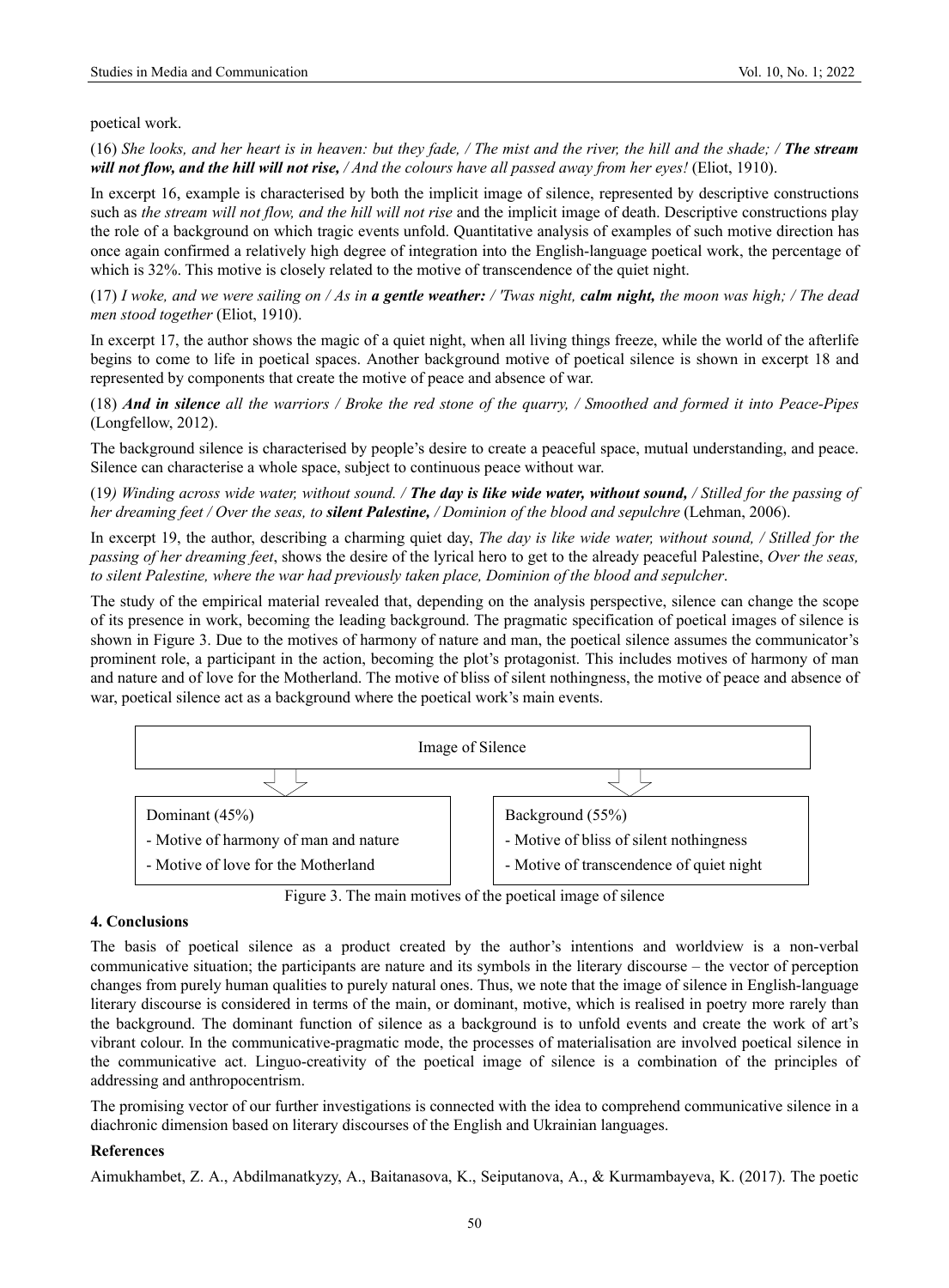poetical work.

(16) *She looks, and her heart is in heaven: but they fade, / The mist and the river, the hill and the shade; / **The stream will not flow, and the hill will not rise,** / And the colours have all passed away from her eyes!* (Eliot, 1910).

In excerpt 16, example is characterised by both the implicit image of silence, represented by descriptive constructions such as *the stream will not flow, and the hill will not rise* and the implicit image of death. Descriptive constructions play the role of a background on which tragic events unfold. Quantitative analysis of examples of such motive direction has once again confirmed a relatively high degree of integration into the English-language poetical work, the percentage of which is 32%. This motive is closely related to the motive of transcendence of the quiet night.

(17) *I woke, and we were sailing on / As in **a gentle weather:** / 'Twas night, **calm night,** the moon was high; / The dead men stood together* (Eliot, 1910).

In excerpt 17, the author shows the magic of a quiet night, when all living things freeze, while the world of the afterlife begins to come to life in poetical spaces. Another background motive of poetical silence is shown in excerpt 18 and represented by components that create the motive of peace and absence of war.

(18) ***And in silence** all the warriors / Broke the red stone of the quarry, / Smoothed and formed it into Peace-Pipes* (Longfellow, 2012).

The background silence is characterised by people's desire to create a peaceful space, mutual understanding, and peace. Silence can characterise a whole space, subject to continuous peace without war.

(19*) Winding across wide water, without sound. / **The day is like wide water, without sound,** / Stilled for the passing of her dreaming feet / Over the seas, to **silent Palestine,** / Dominion of the blood and sepulchre* (Lehman, 2006).

In excerpt 19, the author, describing a charming quiet day, *The day is like wide water, without sound, / Stilled for the passing of her dreaming feet*, shows the desire of the lyrical hero to get to the already peaceful Palestine, *Over the seas, to silent Palestine, where the war had previously taken place, Dominion of the blood and sepulcher*.

The study of the empirical material revealed that, depending on the analysis perspective, silence can change the scope of its presence in work, becoming the leading background. The pragmatic specification of poetical images of silence is shown in Figure 3. Due to the motives of harmony of nature and man, the poetical silence assumes the communicator's prominent role, a participant in the action, becoming the plot's protagonist. This includes motives of harmony of man and nature and of love for the Motherland. The motive of bliss of silent nothingness, the motive of peace and absence of war, poetical silence act as a background where the poetical work's main events.

Image of Silence

| Dominant (45%) | Background (55%) |
|---|---|
| - Motive of harmony of man and nature | - Motive of bliss of silent nothingness |
| - Motive of love for the Motherland | - Motive of transcendence of quiet night |

Figure 3. The main motives of the poetical image of silence

## 4. Conclusions

The basis of poetical silence as a product created by the author's intentions and worldview is a non-verbal communicative situation; the participants are nature and its symbols in the literary discourse – the vector of perception changes from purely human qualities to purely natural ones. Thus, we note that the image of silence in English-language literary discourse is considered in terms of the main, or dominant, motive, which is realised in poetry more rarely than the background. The dominant function of silence as a background is to unfold events and create the work of art's vibrant colour. In the communicative-pragmatic mode, the processes of materialisation are involved poetical silence in the communicative act. Linguo-creativity of the poetical image of silence is a combination of the principles of addressing and anthropocentrism.

The promising vector of our further investigations is connected with the idea to comprehend communicative silence in a diachronic dimension based on literary discourses of the English and Ukrainian languages.

## References

Aimukhambet, Z. A., Abdilmanatkyzy, A., Baitanasova, K., Seiputanova, A., & Kurmambayeva, K. (2017). The poetic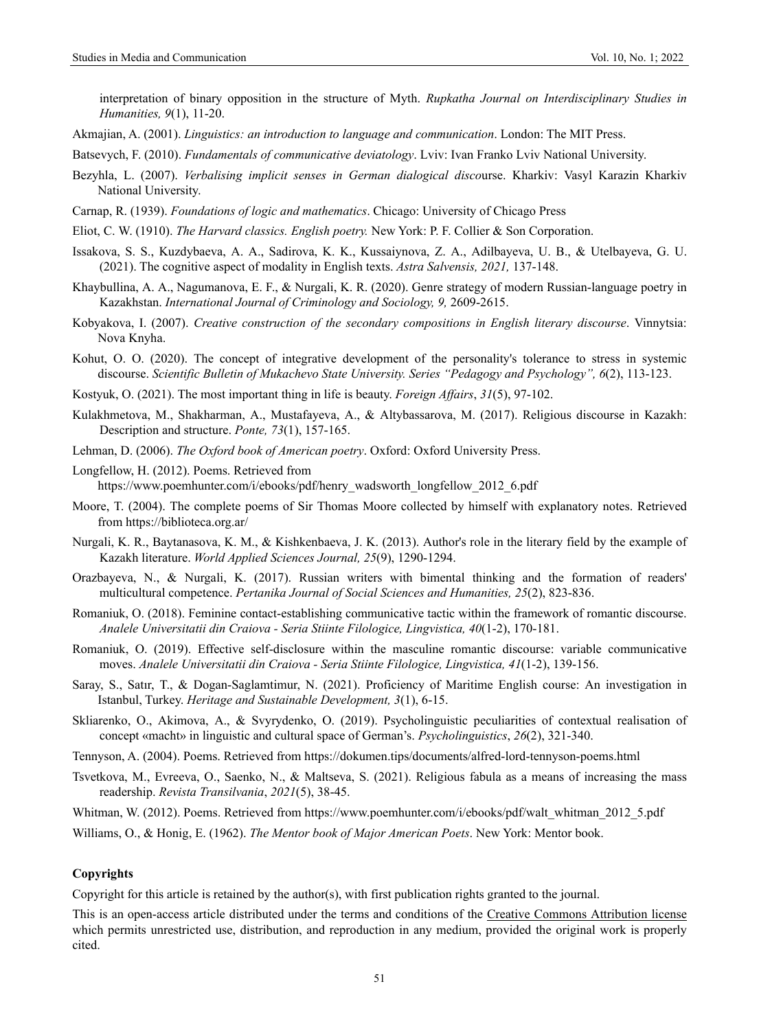interpretation of binary opposition in the structure of Myth. *Rupkatha Journal on Interdisciplinary Studies in Humanities, 9*(1), 11-20.

Akmajian, A. (2001). *Linguistics: an introduction to language and communication*. London: The MIT Press.

Batsevych, F. (2010). *Fundamentals of communicative deviatology*. Lviv: Ivan Franko Lviv National University.

Bezyhla, L. (2007). *Verbalising implicit senses in German dialogical disco*urse. Kharkiv: Vasyl Karazin Kharkiv National University.

Carnap, R. (1939). *Foundations of logic and mathematics*. Chicago: University of Chicago Press

Eliot, C. W. (1910). *The Harvard classics. English poetry.* New York: P. F. Collier & Son Corporation.

Issakova, S. S., Kuzdybaeva, A. A., Sadirova, K. K., Kussaiynova, Z. A., Adilbayeva, U. B., & Utelbayeva, G. U. (2021). The cognitive aspect of modality in English texts. *Astra Salvensis, 2021,* 137-148.

Khaybullina, A. A., Nagumanova, E. F., & Nurgali, K. R. (2020). Genre strategy of modern Russian-language poetry in Kazakhstan. *International Journal of Criminology and Sociology, 9,* 2609-2615.

Kobyakova, I. (2007). *Creative construction of the secondary compositions in English literary discourse*. Vinnytsia: Nova Knyha.

Kohut, O. O. (2020). The concept of integrative development of the personality's tolerance to stress in systemic discourse. *Scientific Bulletin of Mukachevo State University. Series "Pedagogy and Psychology", 6*(2), 113-123.

Kostyuk, O. (2021). The most important thing in life is beauty. *Foreign Affairs*, *31*(5), 97-102.

Kulakhmetova, M., Shakharman, A., Mustafayeva, A., & Altybassarova, M. (2017). Religious discourse in Kazakh: Description and structure. *Ponte, 73*(1), 157-165.

Lehman, D. (2006). *The Oxford book of American poetry*. Oxford: Oxford University Press.

Longfellow, H. (2012). Poems. Retrieved from https://www.poemhunter.com/i/ebooks/pdf/henry_wadsworth_longfellow_2012_6.pdf

Moore, T. (2004). The complete poems of Sir Thomas Moore collected by himself with explanatory notes. Retrieved from https://biblioteca.org.ar/

Nurgali, K. R., Baytanasova, K. M., & Kishkenbaeva, J. K. (2013). Author's role in the literary field by the example of Kazakh literature. *World Applied Sciences Journal, 25*(9), 1290-1294.

Orazbayeva, N., & Nurgali, K. (2017). Russian writers with bimental thinking and the formation of readers' multicultural competence. *Pertanika Journal of Social Sciences and Humanities, 25*(2), 823-836.

Romaniuk, O. (2018). Feminine contact-establishing communicative tactic within the framework of romantic discourse. *Analele Universitatii din Craiova - Seria Stiinte Filologice, Lingvistica, 40*(1-2), 170-181.

Romaniuk, O. (2019). Effective self-disclosure within the masculine romantic discourse: variable communicative moves. *Analele Universitatii din Craiova - Seria Stiinte Filologice, Lingvistica, 41*(1-2), 139-156.

Saray, S., Satır, T., & Dogan-Saglamtimur, N. (2021). Proficiency of Maritime English course: An investigation in Istanbul, Turkey. *Heritage and Sustainable Development, 3*(1), 6-15.

Skliarenko, O., Akimova, A., & Svyrydenko, O. (2019). Psycholinguistic peculiarities of contextual realisation of concept «macht» in linguistic and cultural space of German's. *Psycholinguistics*, *26*(2), 321-340.

Tennyson, A. (2004). Poems. Retrieved from https://dokumen.tips/documents/alfred-lord-tennyson-poems.html

Tsvetkova, M., Evreeva, O., Saenko, N., & Maltseva, S. (2021). Religious fabula as a means of increasing the mass readership. *Revista Transilvania*, *2021*(5), 38-45.

Whitman, W. (2012). Poems. Retrieved from https://www.poemhunter.com/i/ebooks/pdf/walt_whitman_2012_5.pdf

Williams, O., & Honig, E. (1962). *The Mentor book of Major American Poets*. New York: Mentor book.

**Copyrights**

Copyright for this article is retained by the author(s), with first publication rights granted to the journal.

This is an open-access article distributed under the terms and conditions of the Creative Commons Attribution license which permits unrestricted use, distribution, and reproduction in any medium, provided the original work is properly cited.